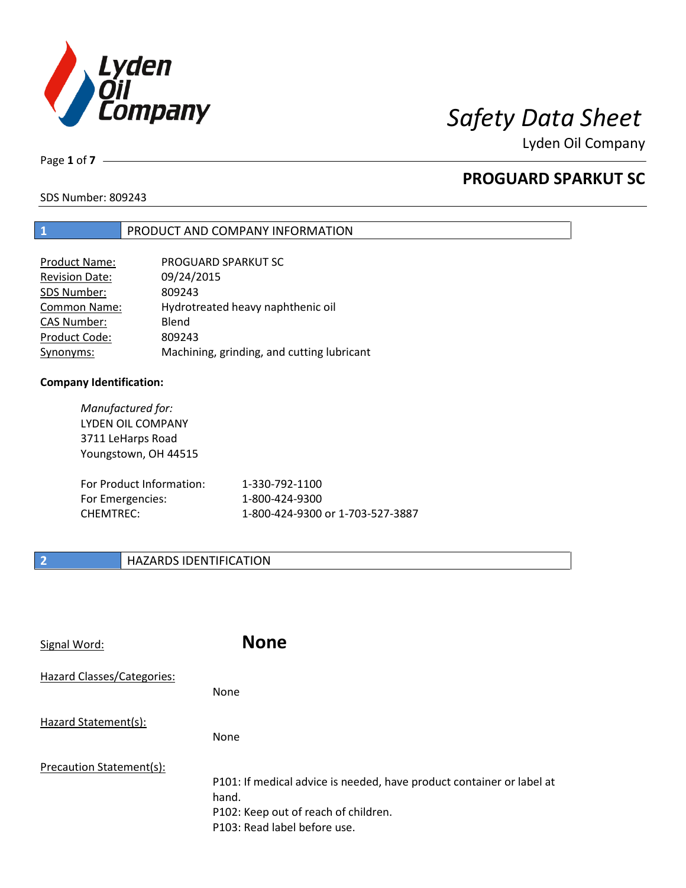# Safety Data Sheet

Lyden Oil Company

## PROGUARD SPARKUT SC

SDS Number: 809243

## 1 PRODUCT AND COMPANY INFORMATION

| | |
|---|---|
| Product Name: | PROGUARD SPARKUT SC |
| Revision Date: | 09/24/2015 |
| SDS Number: | 809243 |
| Common Name: | Hydrotreated heavy naphthenic oil |
| CAS Number: | Blend |
| Product Code: | 809243 |
| Synonyms: | Machining, grinding, and cutting lubricant |

**Company Identification:**

*Manufactured for:*
LYDEN OIL COMPANY
3711 LeHarps Road
Youngstown, OH 44515

| | |
|---|---|
| For Product Information: | 1-330-792-1100 |
| For Emergencies: | 1-800-424-9300 |
| CHEMTREC: | 1-800-424-9300 or 1-703-527-3887 |

## 2 HAZARDS IDENTIFICATION

Signal Word: **None**

Hazard Classes/Categories:

None

Hazard Statement(s):

None

Precaution Statement(s):

P101: If medical advice is needed, have product container or label at hand.
P102: Keep out of reach of children.
P103: Read label before use.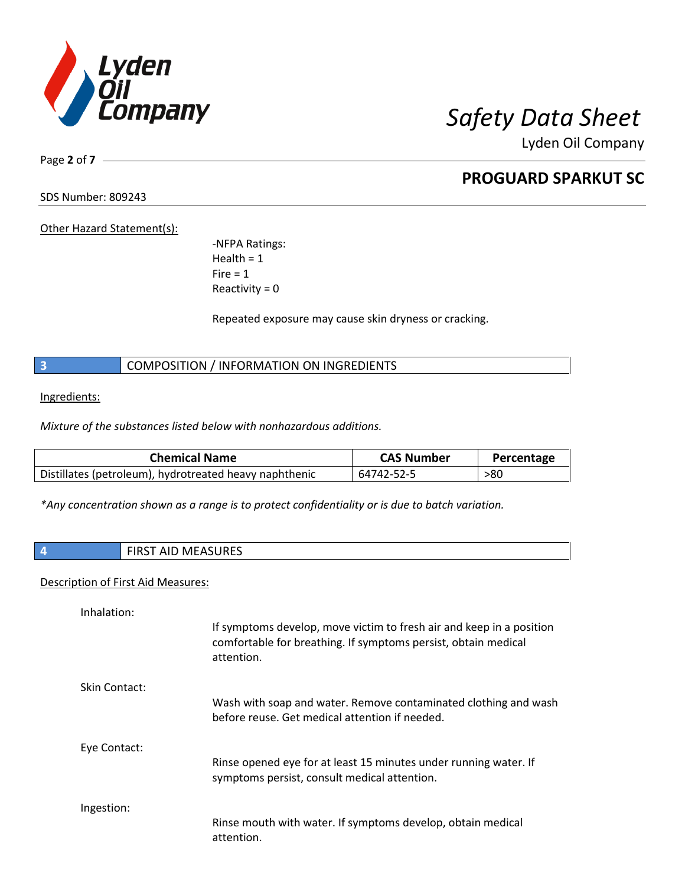Other Hazard Statement(s):

-NFPA Ratings:
Health = 1
Fire = 1
Reactivity = 0

Repeated exposure may cause skin dryness or cracking.

## 3 COMPOSITION / INFORMATION ON INGREDIENTS

Ingredients:

*Mixture of the substances listed below with nonhazardous additions.*

| Chemical Name | CAS Number | Percentage |
|---|---|---|
| Distillates (petroleum), hydrotreated heavy naphthenic | 64742-52-5 | >80 |

*\*Any concentration shown as a range is to protect confidentiality or is due to batch variation.*

## 4 FIRST AID MEASURES

Description of First Aid Measures:

Inhalation:

If symptoms develop, move victim to fresh air and keep in a position comfortable for breathing. If symptoms persist, obtain medical attention.

Skin Contact:

Wash with soap and water. Remove contaminated clothing and wash before reuse. Get medical attention if needed.

Eye Contact:

Rinse opened eye for at least 15 minutes under running water. If symptoms persist, consult medical attention.

Ingestion:

Rinse mouth with water. If symptoms develop, obtain medical attention.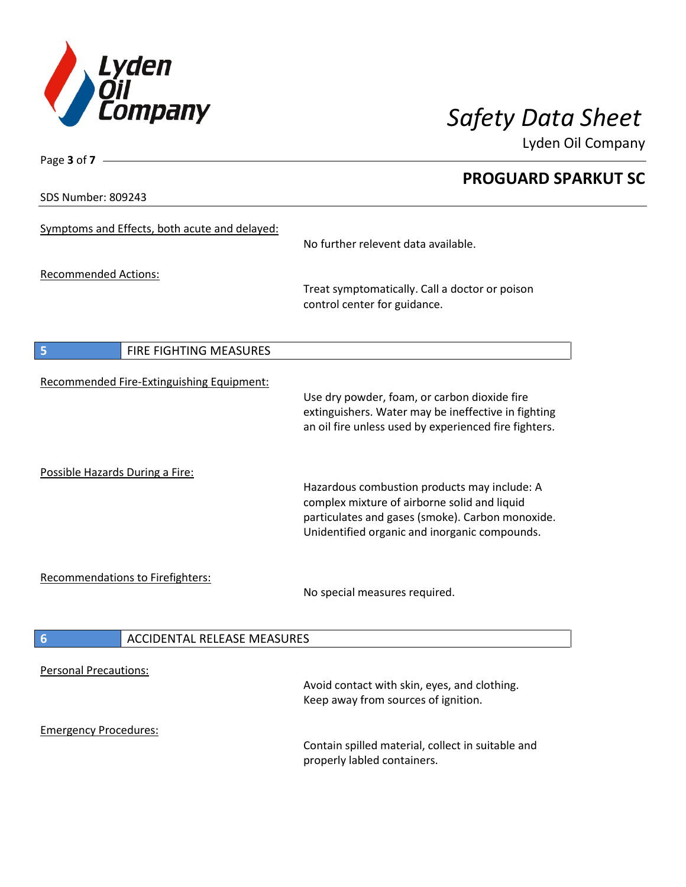**Symptoms and Effects, both acute and delayed:**

No further relevent data available.

**Recommended Actions:**

Treat symptomatically. Call a doctor or poison control center for guidance.

## 5 FIRE FIGHTING MEASURES

**Recommended Fire-Extinguishing Equipment:**

Use dry powder, foam, or carbon dioxide fire extinguishers. Water may be ineffective in fighting an oil fire unless used by experienced fire fighters.

**Possible Hazards During a Fire:**

Hazardous combustion products may include: A complex mixture of airborne solid and liquid particulates and gases (smoke). Carbon monoxide. Unidentified organic and inorganic compounds.

**Recommendations to Firefighters:**

No special measures required.

## 6 ACCIDENTAL RELEASE MEASURES

**Personal Precautions:**

Avoid contact with skin, eyes, and clothing. Keep away from sources of ignition.

**Emergency Procedures:**

Contain spilled material, collect in suitable and properly labled containers.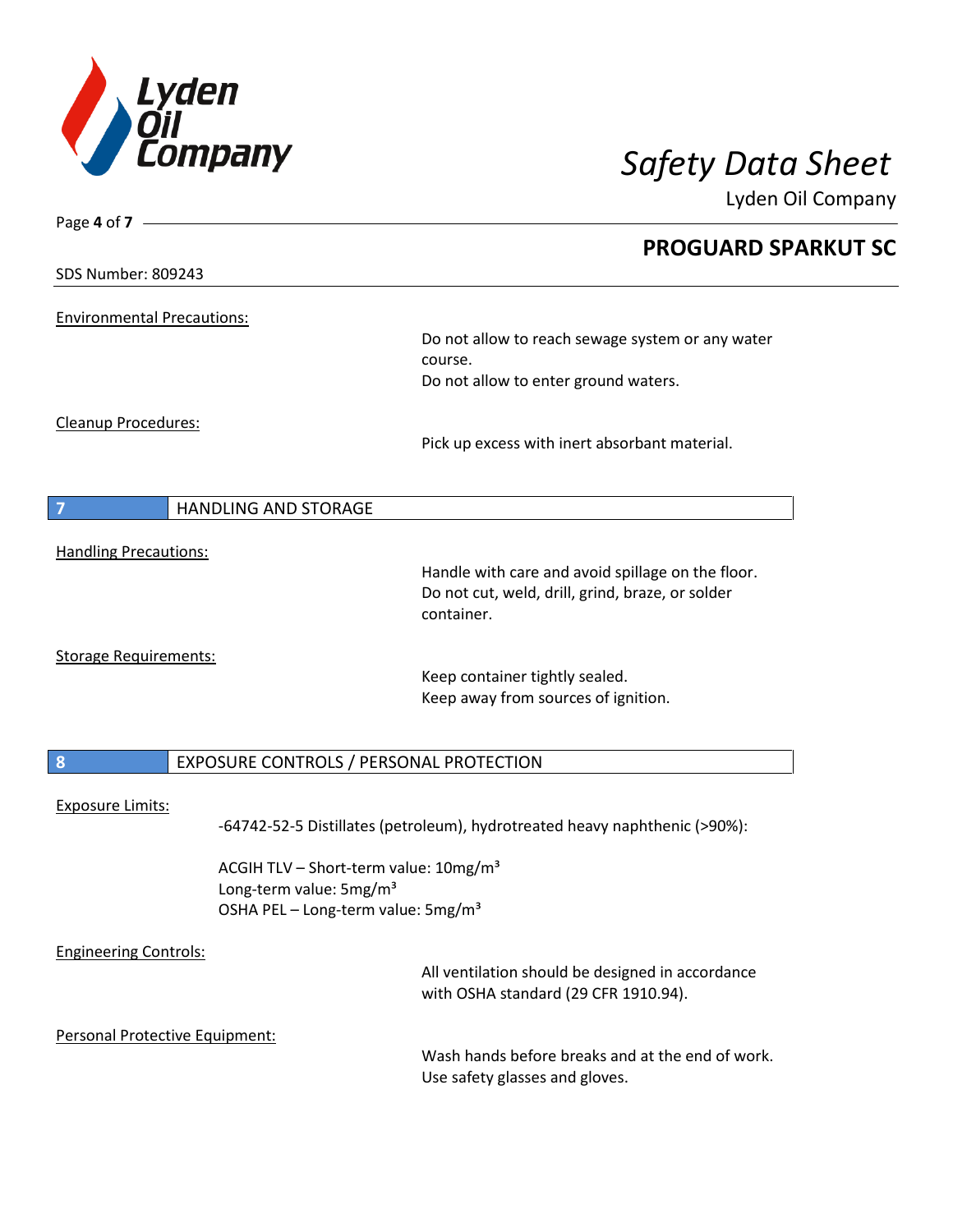# PROGUARD SPARKUT SC

SDS Number: 809243

Environmental Precautions:

Do not allow to reach sewage system or any water course.
Do not allow to enter ground waters.

Cleanup Procedures:

Pick up excess with inert absorbant material.

## 7 HANDLING AND STORAGE

Handling Precautions:

Handle with care and avoid spillage on the floor.
Do not cut, weld, drill, grind, braze, or solder container.

Storage Requirements:

Keep container tightly sealed.
Keep away from sources of ignition.

## 8 EXPOSURE CONTROLS / PERSONAL PROTECTION

Exposure Limits:

-64742-52-5 Distillates (petroleum), hydrotreated heavy naphthenic (>90%):

ACGIH TLV – Short-term value: 10mg/m³
Long-term value: 5mg/m³
OSHA PEL – Long-term value: 5mg/m³

Engineering Controls:

All ventilation should be designed in accordance with OSHA standard (29 CFR 1910.94).

Personal Protective Equipment:

Wash hands before breaks and at the end of work.
Use safety glasses and gloves.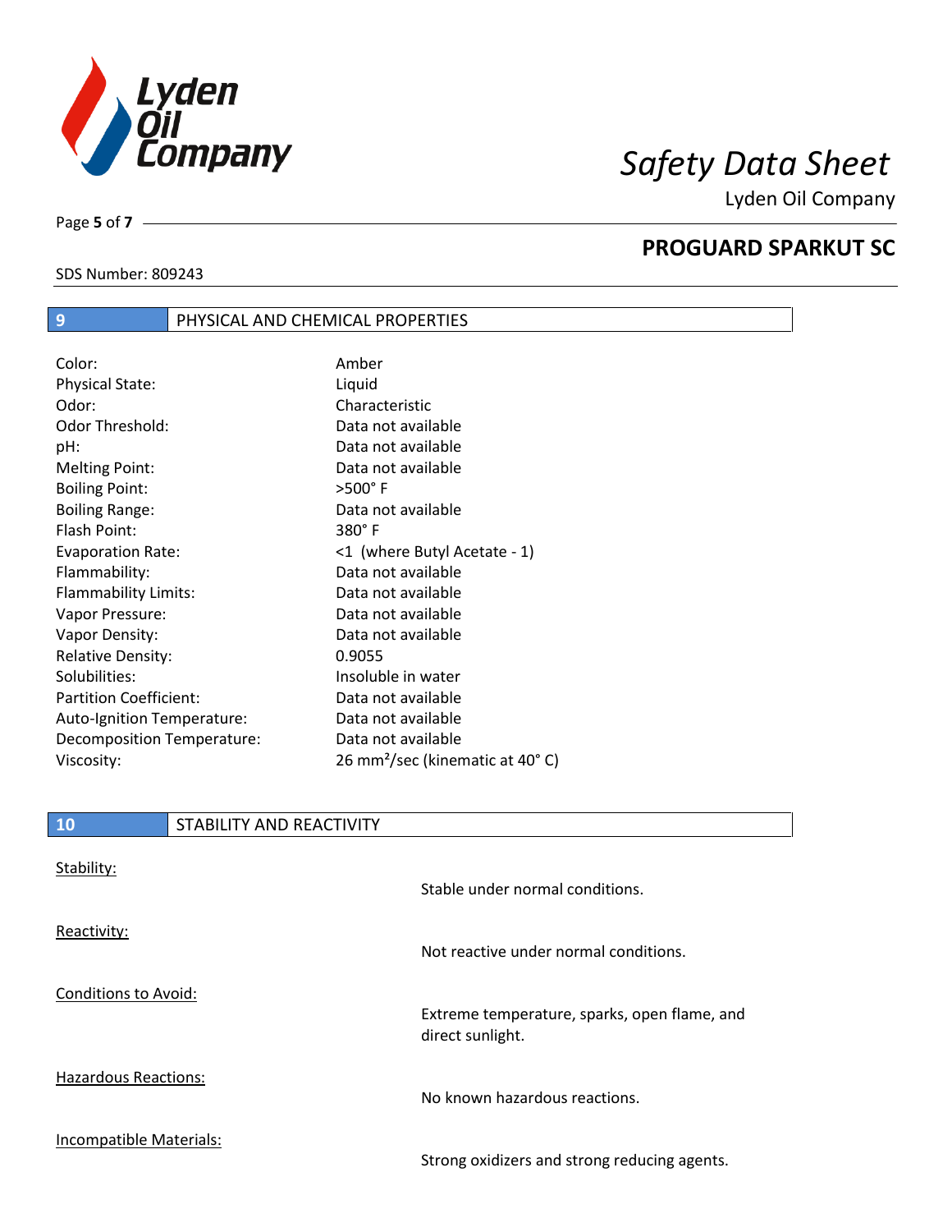## 9 PHYSICAL AND CHEMICAL PROPERTIES

| | |
|---|---|
| Color: | Amber |
| Physical State: | Liquid |
| Odor: | Characteristic |
| Odor Threshold: | Data not available |
| pH: | Data not available |
| Melting Point: | Data not available |
| Boiling Point: | >500° F |
| Boiling Range: | Data not available |
| Flash Point: | 380° F |
| Evaporation Rate: | <1 (where Butyl Acetate - 1) |
| Flammability: | Data not available |
| Flammability Limits: | Data not available |
| Vapor Pressure: | Data not available |
| Vapor Density: | Data not available |
| Relative Density: | 0.9055 |
| Solubilities: | Insoluble in water |
| Partition Coefficient: | Data not available |
| Auto-Ignition Temperature: | Data not available |
| Decomposition Temperature: | Data not available |
| Viscosity: | 26 $mm^2$/sec (kinematic at 40° C) |

## 10 STABILITY AND REACTIVITY

Stability:

Stable under normal conditions.

Reactivity:

Not reactive under normal conditions.

Conditions to Avoid:

Extreme temperature, sparks, open flame, and direct sunlight.

Hazardous Reactions:

No known hazardous reactions.

Incompatible Materials:

Strong oxidizers and strong reducing agents.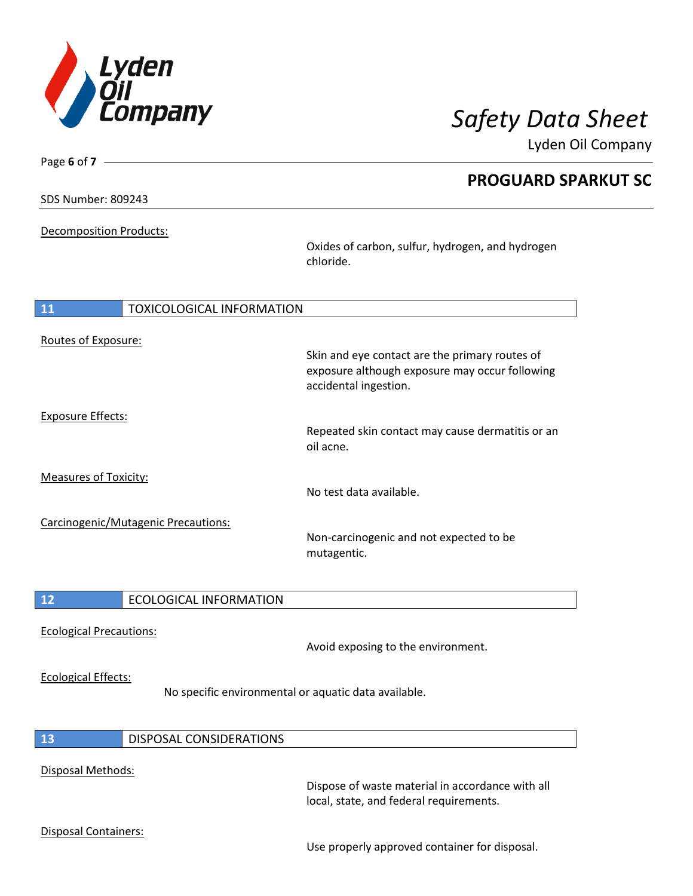Decomposition Products:

Oxides of carbon, sulfur, hydrogen, and hydrogen chloride.

## 11 TOXICOLOGICAL INFORMATION

Routes of Exposure:

Skin and eye contact are the primary routes of exposure although exposure may occur following accidental ingestion.

Exposure Effects:

Repeated skin contact may cause dermatitis or an oil acne.

Measures of Toxicity:

No test data available.

Carcinogenic/Mutagenic Precautions:

Non-carcinogenic and not expected to be mutagentic.

## 12 ECOLOGICAL INFORMATION

Ecological Precautions:

Avoid exposing to the environment.

Ecological Effects:

No specific environmental or aquatic data available.

## 13 DISPOSAL CONSIDERATIONS

Disposal Methods:

Dispose of waste material in accordance with all local, state, and federal requirements.

Disposal Containers:

Use properly approved container for disposal.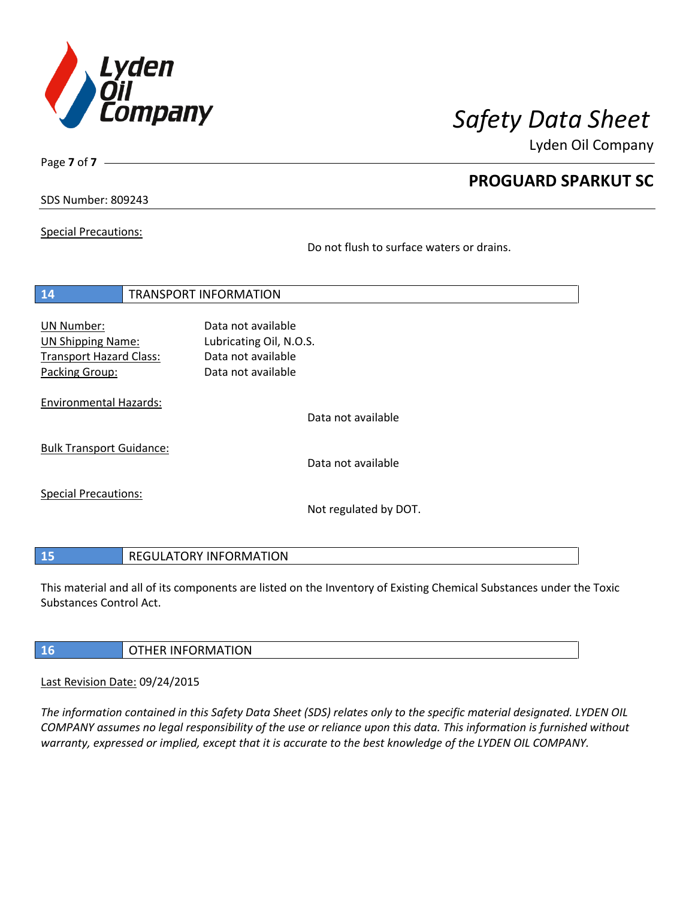Special Precautions:

Do not flush to surface waters or drains.

## 14 TRANSPORT INFORMATION

| | |
|---|---|
| UN Number: | Data not available |
| UN Shipping Name: | Lubricating Oil, N.O.S. |
| Transport Hazard Class: | Data not available |
| Packing Group: | Data not available |

Environmental Hazards:

Data not available

Bulk Transport Guidance:

Data not available

Special Precautions:

Not regulated by DOT.

## 15 REGULATORY INFORMATION

This material and all of its components are listed on the Inventory of Existing Chemical Substances under the Toxic Substances Control Act.

## 16 OTHER INFORMATION

Last Revision Date: 09/24/2015

*The information contained in this Safety Data Sheet (SDS) relates only to the specific material designated. LYDEN OIL COMPANY assumes no legal responsibility of the use or reliance upon this data. This information is furnished without warranty, expressed or implied, except that it is accurate to the best knowledge of the LYDEN OIL COMPANY.*